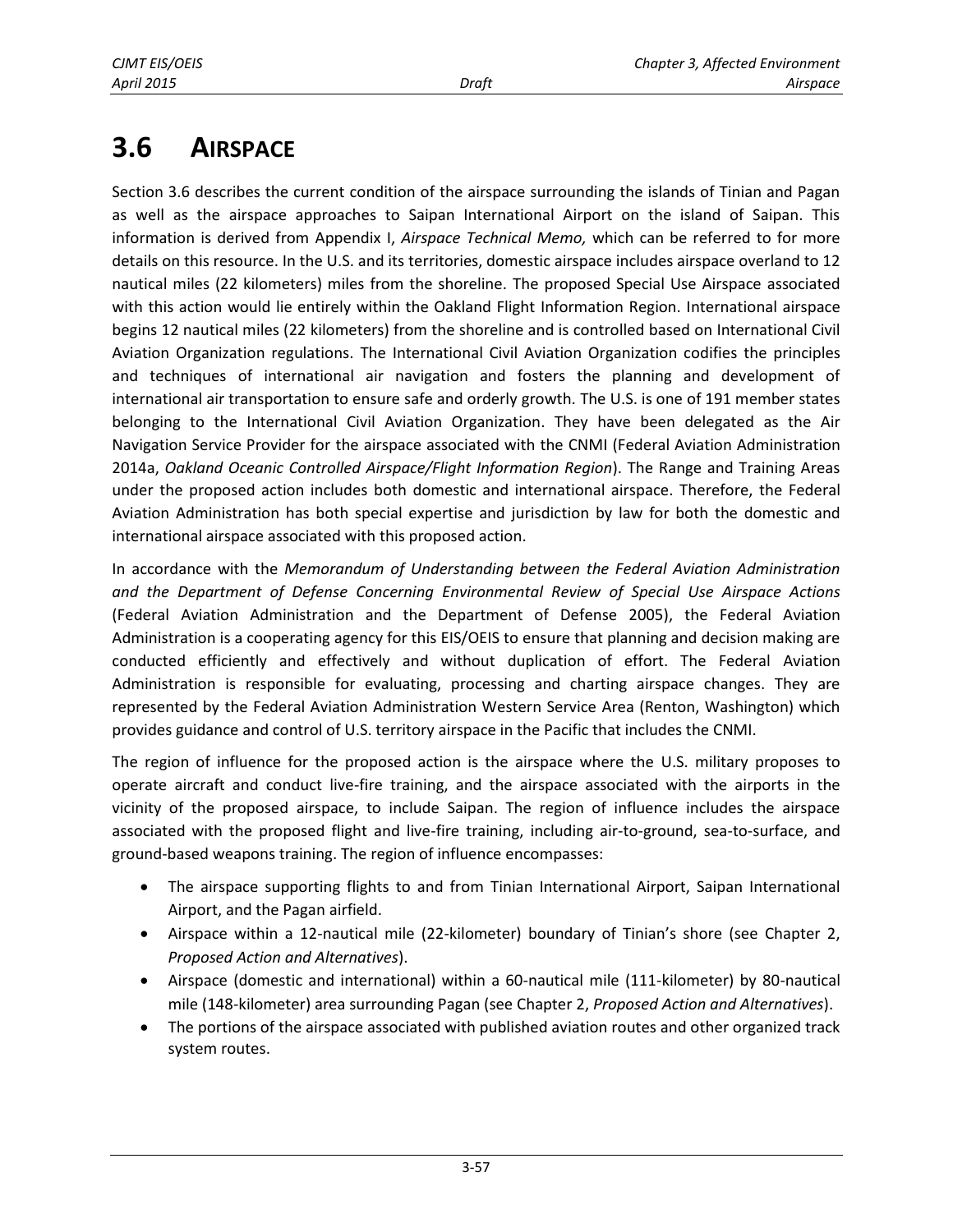# 3.6 AIRSPACE

Section 3.6 describes the current condition of the airspace surrounding the islands of Tinian and Pagan as well as the airspace approaches to Saipan International Airport on the island of Saipan. This information is derived from Appendix I, *Airspace Technical Memo,* which can be referred to for more details on this resource. In the U.S. and its territories, domestic airspace includes airspace overland to 12 nautical miles (22 kilometers) miles from the shoreline. The proposed Special Use Airspace associated with this action would lie entirely within the Oakland Flight Information Region. International airspace begins 12 nautical miles (22 kilometers) from the shoreline and is controlled based on International Civil Aviation Organization regulations. The International Civil Aviation Organization codifies the principles and techniques of international air navigation and fosters the planning and development of international air transportation to ensure safe and orderly growth. The U.S. is one of 191 member states belonging to the International Civil Aviation Organization. They have been delegated as the Air Navigation Service Provider for the airspace associated with the CNMI (Federal Aviation Administration 2014a, *Oakland Oceanic Controlled Airspace/Flight Information Region*). The Range and Training Areas under the proposed action includes both domestic and international airspace. Therefore, the Federal Aviation Administration has both special expertise and jurisdiction by law for both the domestic and international airspace associated with this proposed action.

In accordance with the *Memorandum of Understanding between the Federal Aviation Administration and the Department of Defense Concerning Environmental Review of Special Use Airspace Actions* (Federal Aviation Administration and the Department of Defense 2005), the Federal Aviation Administration is a cooperating agency for this EIS/OEIS to ensure that planning and decision making are conducted efficiently and effectively and without duplication of effort. The Federal Aviation Administration is responsible for evaluating, processing and charting airspace changes. They are represented by the Federal Aviation Administration Western Service Area (Renton, Washington) which provides guidance and control of U.S. territory airspace in the Pacific that includes the CNMI.

The region of influence for the proposed action is the airspace where the U.S. military proposes to operate aircraft and conduct live-fire training, and the airspace associated with the airports in the vicinity of the proposed airspace, to include Saipan. The region of influence includes the airspace associated with the proposed flight and live-fire training, including air-to-ground, sea-to-surface, and ground-based weapons training. The region of influence encompasses:

- The airspace supporting flights to and from Tinian International Airport, Saipan International Airport, and the Pagan airfield.
- Airspace within a 12-nautical mile (22-kilometer) boundary of Tinian's shore (see Chapter 2, *Proposed Action and Alternatives*).
- Airspace (domestic and international) within a 60-nautical mile (111-kilometer) by 80-nautical mile (148-kilometer) area surrounding Pagan (see Chapter 2, *Proposed Action and Alternatives*).
- The portions of the airspace associated with published aviation routes and other organized track system routes.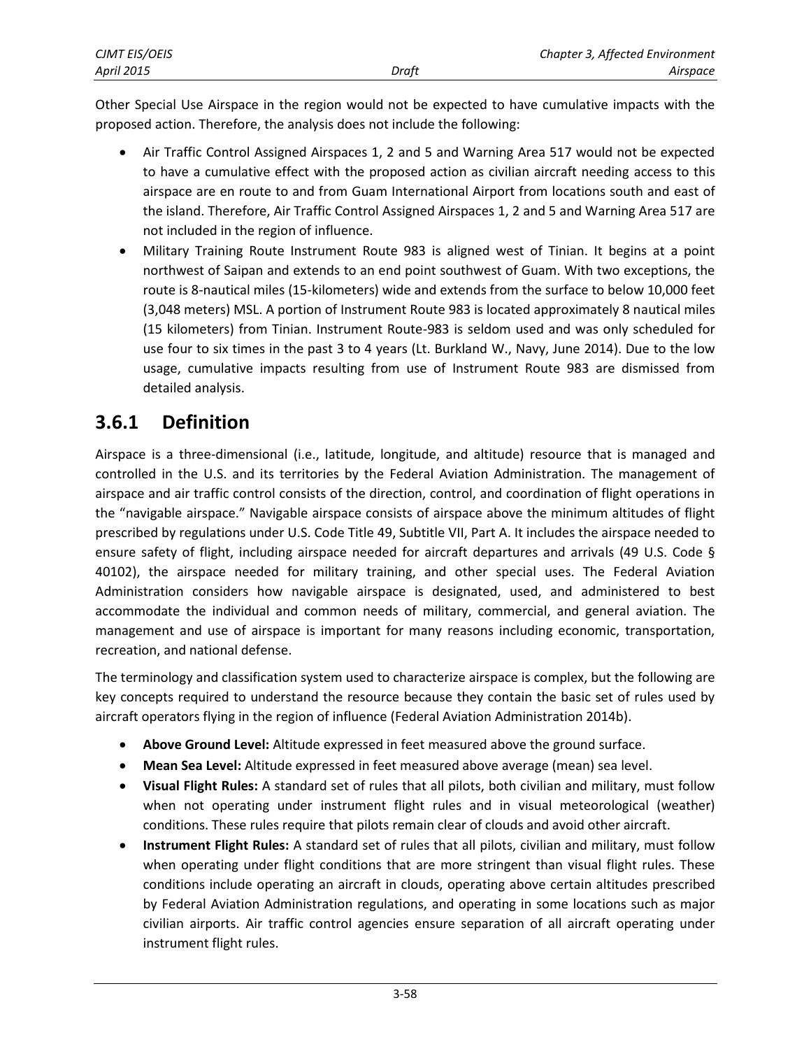Other Special Use Airspace in the region would not be expected to have cumulative impacts with the proposed action. Therefore, the analysis does not include the following:

- Air Traffic Control Assigned Airspaces 1, 2 and 5 and Warning Area 517 would not be expected to have a cumulative effect with the proposed action as civilian aircraft needing access to this airspace are en route to and from Guam International Airport from locations south and east of the island. Therefore, Air Traffic Control Assigned Airspaces 1, 2 and 5 and Warning Area 517 are not included in the region of influence.
- Military Training Route Instrument Route 983 is aligned west of Tinian. It begins at a point northwest of Saipan and extends to an end point southwest of Guam. With two exceptions, the route is 8-nautical miles (15-kilometers) wide and extends from the surface to below 10,000 feet (3,048 meters) MSL. A portion of Instrument Route 983 is located approximately 8 nautical miles (15 kilometers) from Tinian. Instrument Route-983 is seldom used and was only scheduled for use four to six times in the past 3 to 4 years (Lt. Burkland W., Navy, June 2014). Due to the low usage, cumulative impacts resulting from use of Instrument Route 983 are dismissed from detailed analysis.

## 3.6.1 Definition

Airspace is a three-dimensional (i.e., latitude, longitude, and altitude) resource that is managed and controlled in the U.S. and its territories by the Federal Aviation Administration. The management of airspace and air traffic control consists of the direction, control, and coordination of flight operations in the "navigable airspace." Navigable airspace consists of airspace above the minimum altitudes of flight prescribed by regulations under U.S. Code Title 49, Subtitle VII, Part A. It includes the airspace needed to ensure safety of flight, including airspace needed for aircraft departures and arrivals (49 U.S. Code § 40102), the airspace needed for military training, and other special uses. The Federal Aviation Administration considers how navigable airspace is designated, used, and administered to best accommodate the individual and common needs of military, commercial, and general aviation. The management and use of airspace is important for many reasons including economic, transportation, recreation, and national defense.

The terminology and classification system used to characterize airspace is complex, but the following are key concepts required to understand the resource because they contain the basic set of rules used by aircraft operators flying in the region of influence (Federal Aviation Administration 2014b).

- **Above Ground Level:** Altitude expressed in feet measured above the ground surface.
- **Mean Sea Level:** Altitude expressed in feet measured above average (mean) sea level.
- **Visual Flight Rules:** A standard set of rules that all pilots, both civilian and military, must follow when not operating under instrument flight rules and in visual meteorological (weather) conditions. These rules require that pilots remain clear of clouds and avoid other aircraft.
- **Instrument Flight Rules:** A standard set of rules that all pilots, civilian and military, must follow when operating under flight conditions that are more stringent than visual flight rules. These conditions include operating an aircraft in clouds, operating above certain altitudes prescribed by Federal Aviation Administration regulations, and operating in some locations such as major civilian airports. Air traffic control agencies ensure separation of all aircraft operating under instrument flight rules.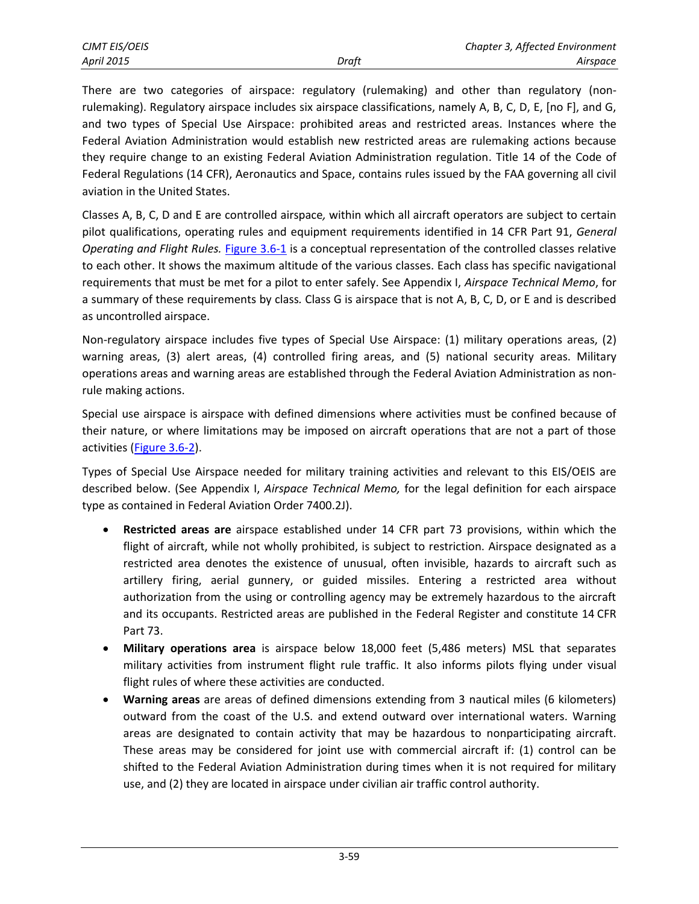There are two categories of airspace: regulatory (rulemaking) and other than regulatory (non-rulemaking). Regulatory airspace includes six airspace classifications, namely A, B, C, D, E, [no F], and G, and two types of Special Use Airspace: prohibited areas and restricted areas. Instances where the Federal Aviation Administration would establish new restricted areas are rulemaking actions because they require change to an existing Federal Aviation Administration regulation. Title 14 of the Code of Federal Regulations (14 CFR), Aeronautics and Space, contains rules issued by the FAA governing all civil aviation in the United States.

Classes A, B, C, D and E are controlled airspace*,* within which all aircraft operators are subject to certain pilot qualifications, operating rules and equipment requirements identified in 14 CFR Part 91, *General Operating and Flight Rules.* Figure 3.6-1 is a conceptual representation of the controlled classes relative to each other. It shows the maximum altitude of the various classes. Each class has specific navigational requirements that must be met for a pilot to enter safely. See Appendix I, *Airspace Technical Memo*, for a summary of these requirements by class*.* Class G is airspace that is not A, B, C, D, or E and is described as uncontrolled airspace.

Non-regulatory airspace includes five types of Special Use Airspace: (1) military operations areas, (2) warning areas, (3) alert areas, (4) controlled firing areas, and (5) national security areas. Military operations areas and warning areas are established through the Federal Aviation Administration as non-rule making actions.

Special use airspace is airspace with defined dimensions where activities must be confined because of their nature, or where limitations may be imposed on aircraft operations that are not a part of those activities (Figure 3.6-2).

Types of Special Use Airspace needed for military training activities and relevant to this EIS/OEIS are described below. (See Appendix I, *Airspace Technical Memo,* for the legal definition for each airspace type as contained in Federal Aviation Order 7400.2J).

- **Restricted areas are** airspace established under 14 CFR part 73 provisions, within which the flight of aircraft, while not wholly prohibited, is subject to restriction. Airspace designated as a restricted area denotes the existence of unusual, often invisible, hazards to aircraft such as artillery firing, aerial gunnery, or guided missiles. Entering a restricted area without authorization from the using or controlling agency may be extremely hazardous to the aircraft and its occupants. Restricted areas are published in the Federal Register and constitute 14 CFR Part 73.
- **Military operations area** is airspace below 18,000 feet (5,486 meters) MSL that separates military activities from instrument flight rule traffic. It also informs pilots flying under visual flight rules of where these activities are conducted.
- **Warning areas** are areas of defined dimensions extending from 3 nautical miles (6 kilometers) outward from the coast of the U.S. and extend outward over international waters. Warning areas are designated to contain activity that may be hazardous to nonparticipating aircraft. These areas may be considered for joint use with commercial aircraft if: (1) control can be shifted to the Federal Aviation Administration during times when it is not required for military use, and (2) they are located in airspace under civilian air traffic control authority.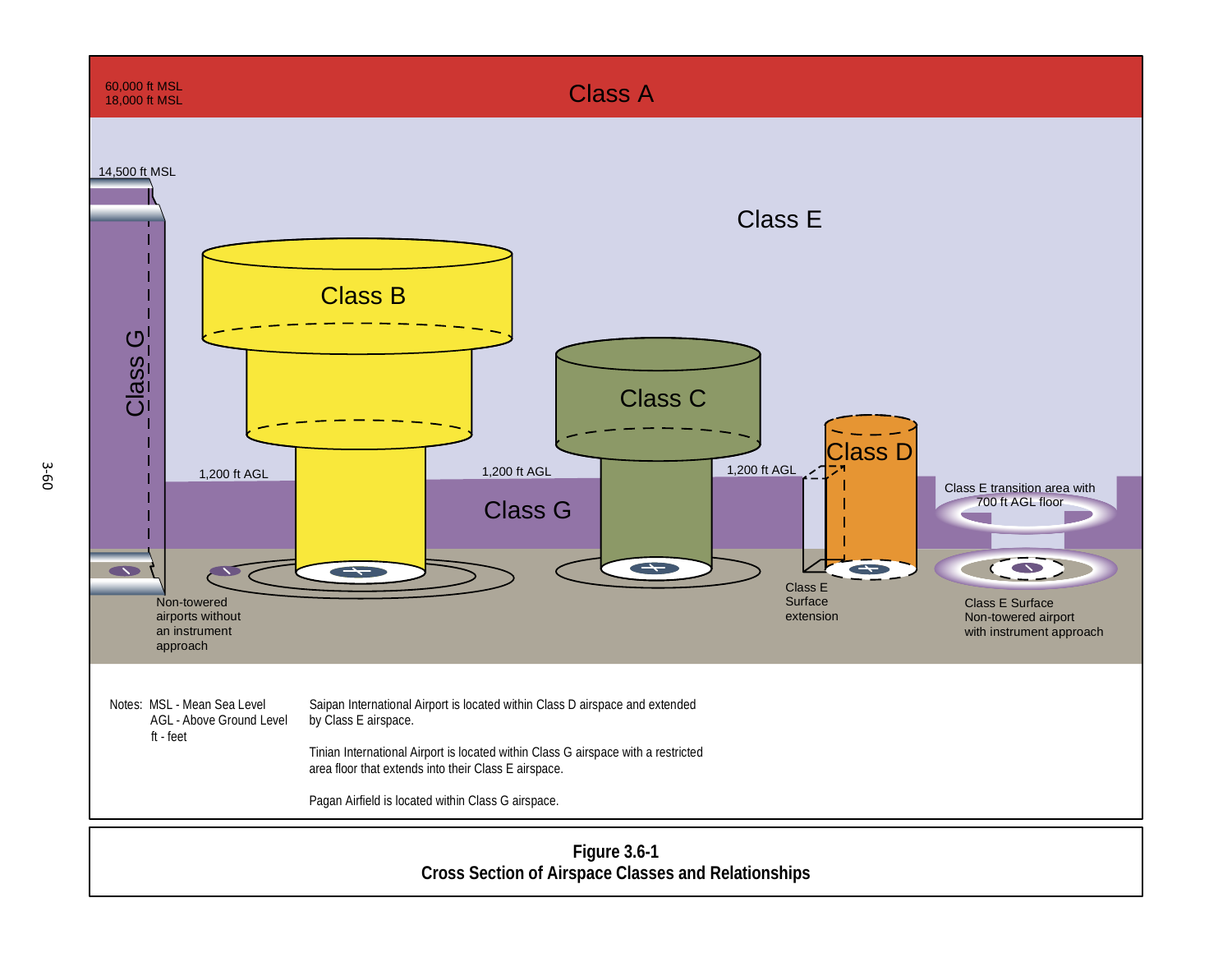Notes: MSL - Mean Sea Level
AGL - Above Ground Level
ft - feet

Saipan International Airport is located within Class D airspace and extended by Class E airspace.

Tinian International Airport is located within Class G airspace with a restricted area floor that extends into their Class E airspace.

Pagan Airfield is located within Class G airspace.

**Figure 3.6-1**
**Cross Section of Airspace Classes and Relationships**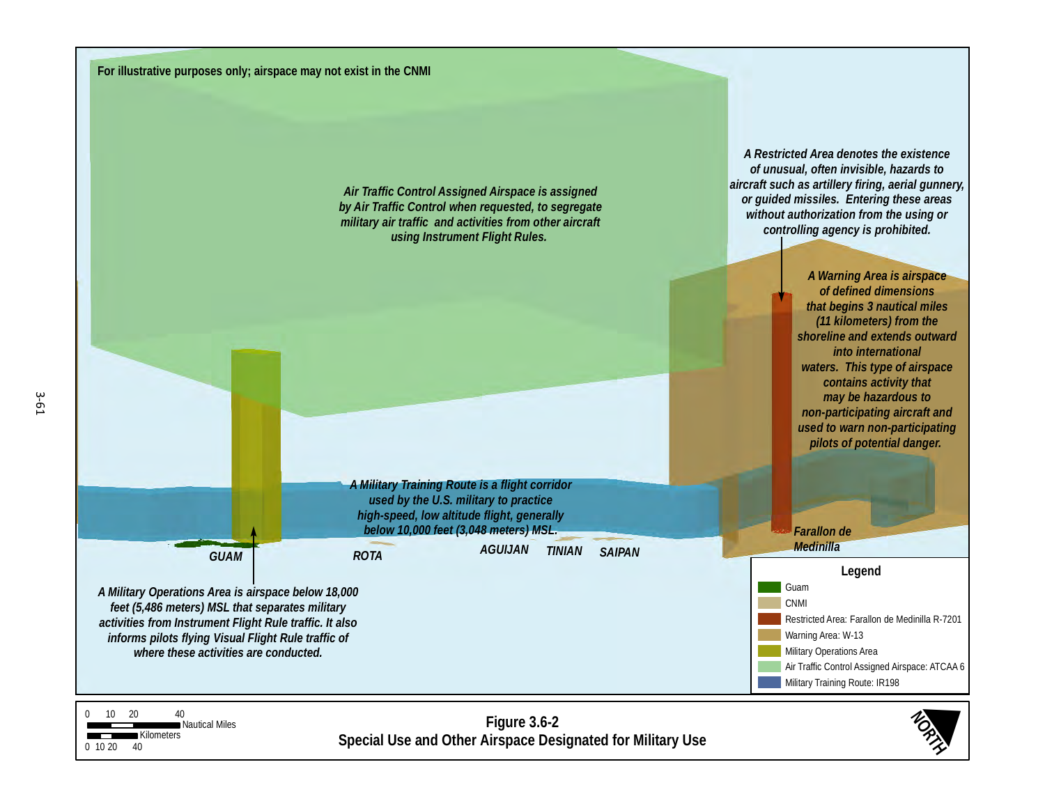For illustrative purposes only; airspace may not exist in the CNMI

*Air Traffic Control Assigned Airspace is assigned by Air Traffic Control when requested, to segregate military air traffic and activities from other aircraft using Instrument Flight Rules.*

*A Restricted Area denotes the existence of unusual, often invisible, hazards to aircraft such as artillery firing, aerial gunnery, or guided missiles. Entering these areas without authorization from the using or controlling agency is prohibited.*

*A Warning Area is airspace of defined dimensions that begins 3 nautical miles (11 kilometers) from the shoreline and extends outward into international waters. This type of airspace contains activity that may be hazardous to non-participating aircraft and used to warn non-participating pilots of potential danger.*

*A Military Training Route is a flight corridor used by the U.S. military to practice high-speed, low altitude flight, generally below 10,000 feet (3,048 meters) MSL.*

*GUAM* *ROTA* *AGUIJAN* *TINIAN* *SAIPAN* *Farallon de Medinilla*

*A Military Operations Area is airspace below 18,000 feet (5,486 meters) MSL that separates military activities from Instrument Flight Rule traffic. It also informs pilots flying Visual Flight Rule traffic of where these activities are conducted.*

**Legend**

- Guam
- CNMI
- Restricted Area: Farallon de Medinilla R-7201
- Warning Area: W-13
- Military Operations Area
- Air Traffic Control Assigned Airspace: ATCAA 6
- Military Training Route: IR198

0 10 20 40 Nautical Miles

0 10 20 40 Kilometers

NORTH

**Figure 3.6-2**
**Special Use and Other Airspace Designated for Military Use**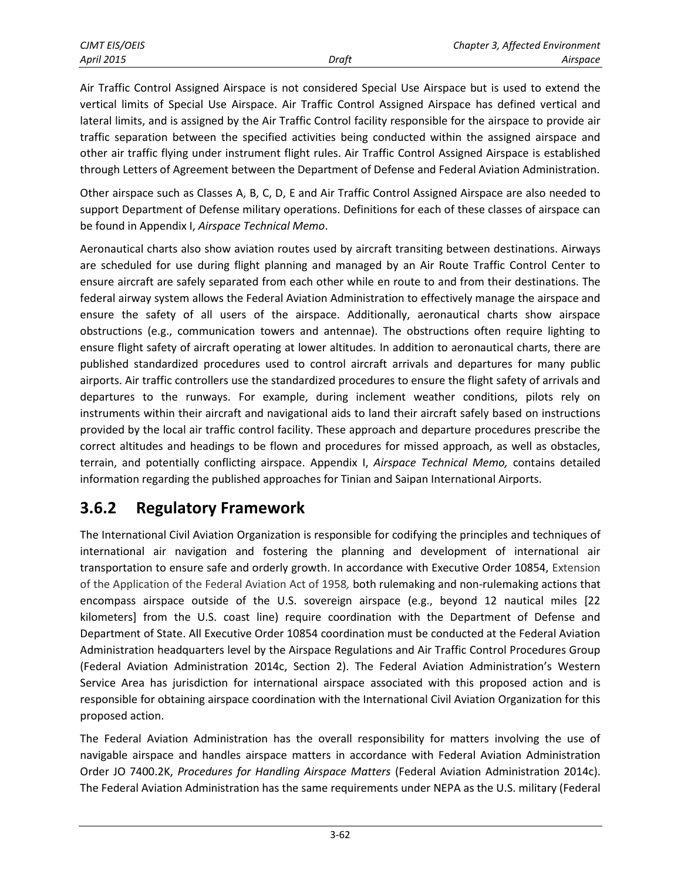Air Traffic Control Assigned Airspace is not considered Special Use Airspace but is used to extend the vertical limits of Special Use Airspace. Air Traffic Control Assigned Airspace has defined vertical and lateral limits, and is assigned by the Air Traffic Control facility responsible for the airspace to provide air traffic separation between the specified activities being conducted within the assigned airspace and other air traffic flying under instrument flight rules. Air Traffic Control Assigned Airspace is established through Letters of Agreement between the Department of Defense and Federal Aviation Administration.

Other airspace such as Classes A, B, C, D, E and Air Traffic Control Assigned Airspace are also needed to support Department of Defense military operations. Definitions for each of these classes of airspace can be found in Appendix I, *Airspace Technical Memo*.

Aeronautical charts also show aviation routes used by aircraft transiting between destinations. Airways are scheduled for use during flight planning and managed by an Air Route Traffic Control Center to ensure aircraft are safely separated from each other while en route to and from their destinations. The federal airway system allows the Federal Aviation Administration to effectively manage the airspace and ensure the safety of all users of the airspace. Additionally, aeronautical charts show airspace obstructions (e.g., communication towers and antennae). The obstructions often require lighting to ensure flight safety of aircraft operating at lower altitudes. In addition to aeronautical charts, there are published standardized procedures used to control aircraft arrivals and departures for many public airports. Air traffic controllers use the standardized procedures to ensure the flight safety of arrivals and departures to the runways. For example, during inclement weather conditions, pilots rely on instruments within their aircraft and navigational aids to land their aircraft safely based on instructions provided by the local air traffic control facility. These approach and departure procedures prescribe the correct altitudes and headings to be flown and procedures for missed approach, as well as obstacles, terrain, and potentially conflicting airspace. Appendix I, *Airspace Technical Memo,* contains detailed information regarding the published approaches for Tinian and Saipan International Airports.

## 3.6.2 Regulatory Framework

The International Civil Aviation Organization is responsible for codifying the principles and techniques of international air navigation and fostering the planning and development of international air transportation to ensure safe and orderly growth. In accordance with Executive Order 10854, Extension of the Application of the Federal Aviation Act of 1958*,* both rulemaking and non-rulemaking actions that encompass airspace outside of the U.S. sovereign airspace (e.g., beyond 12 nautical miles [22 kilometers] from the U.S. coast line) require coordination with the Department of Defense and Department of State. All Executive Order 10854 coordination must be conducted at the Federal Aviation Administration headquarters level by the Airspace Regulations and Air Traffic Control Procedures Group (Federal Aviation Administration 2014c, Section 2). The Federal Aviation Administration's Western Service Area has jurisdiction for international airspace associated with this proposed action and is responsible for obtaining airspace coordination with the International Civil Aviation Organization for this proposed action.

The Federal Aviation Administration has the overall responsibility for matters involving the use of navigable airspace and handles airspace matters in accordance with Federal Aviation Administration Order JO 7400.2K, *Procedures for Handling Airspace Matters* (Federal Aviation Administration 2014c). The Federal Aviation Administration has the same requirements under NEPA as the U.S. military (Federal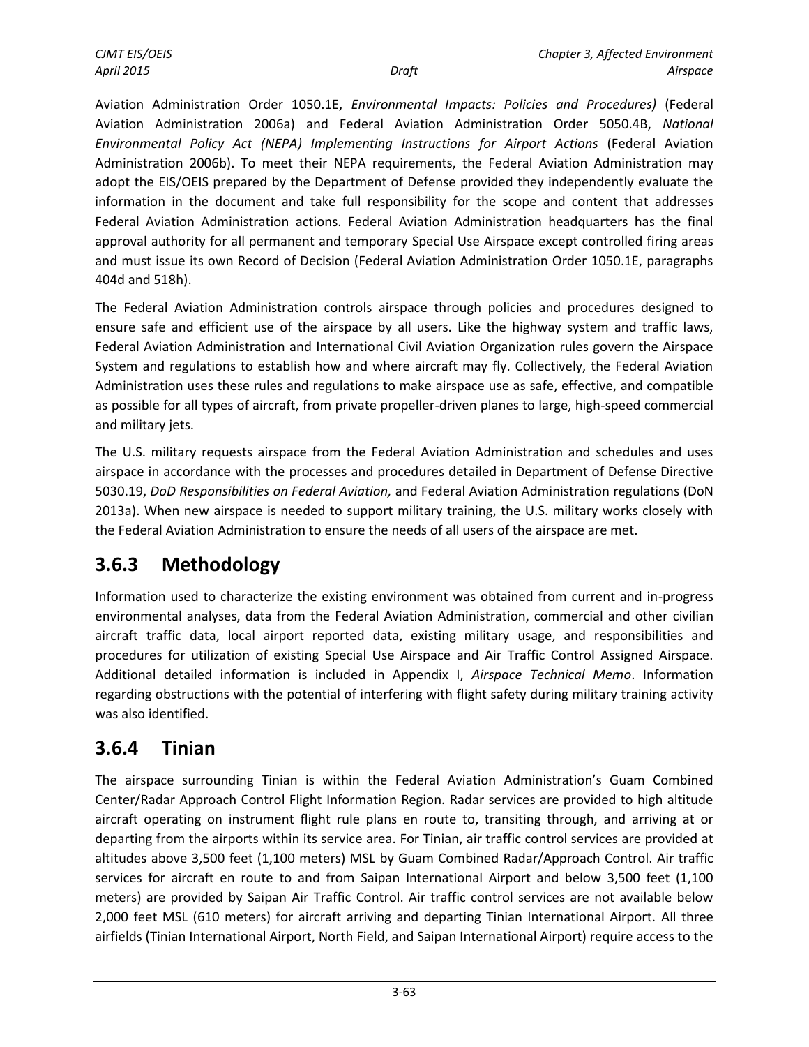Aviation Administration Order 1050.1E, *Environmental Impacts: Policies and Procedures)* (Federal Aviation Administration 2006a) and Federal Aviation Administration Order 5050.4B, *National Environmental Policy Act (NEPA) Implementing Instructions for Airport Actions* (Federal Aviation Administration 2006b). To meet their NEPA requirements, the Federal Aviation Administration may adopt the EIS/OEIS prepared by the Department of Defense provided they independently evaluate the information in the document and take full responsibility for the scope and content that addresses Federal Aviation Administration actions. Federal Aviation Administration headquarters has the final approval authority for all permanent and temporary Special Use Airspace except controlled firing areas and must issue its own Record of Decision (Federal Aviation Administration Order 1050.1E, paragraphs 404d and 518h).

The Federal Aviation Administration controls airspace through policies and procedures designed to ensure safe and efficient use of the airspace by all users. Like the highway system and traffic laws, Federal Aviation Administration and International Civil Aviation Organization rules govern the Airspace System and regulations to establish how and where aircraft may fly. Collectively, the Federal Aviation Administration uses these rules and regulations to make airspace use as safe, effective, and compatible as possible for all types of aircraft, from private propeller-driven planes to large, high-speed commercial and military jets.

The U.S. military requests airspace from the Federal Aviation Administration and schedules and uses airspace in accordance with the processes and procedures detailed in Department of Defense Directive 5030.19, *DoD Responsibilities on Federal Aviation,* and Federal Aviation Administration regulations (DoN 2013a). When new airspace is needed to support military training, the U.S. military works closely with the Federal Aviation Administration to ensure the needs of all users of the airspace are met.

## 3.6.3 Methodology

Information used to characterize the existing environment was obtained from current and in-progress environmental analyses, data from the Federal Aviation Administration, commercial and other civilian aircraft traffic data, local airport reported data, existing military usage, and responsibilities and procedures for utilization of existing Special Use Airspace and Air Traffic Control Assigned Airspace. Additional detailed information is included in Appendix I, *Airspace Technical Memo*. Information regarding obstructions with the potential of interfering with flight safety during military training activity was also identified.

## 3.6.4 Tinian

The airspace surrounding Tinian is within the Federal Aviation Administration's Guam Combined Center/Radar Approach Control Flight Information Region. Radar services are provided to high altitude aircraft operating on instrument flight rule plans en route to, transiting through, and arriving at or departing from the airports within its service area. For Tinian, air traffic control services are provided at altitudes above 3,500 feet (1,100 meters) MSL by Guam Combined Radar/Approach Control. Air traffic services for aircraft en route to and from Saipan International Airport and below 3,500 feet (1,100 meters) are provided by Saipan Air Traffic Control. Air traffic control services are not available below 2,000 feet MSL (610 meters) for aircraft arriving and departing Tinian International Airport. All three airfields (Tinian International Airport, North Field, and Saipan International Airport) require access to the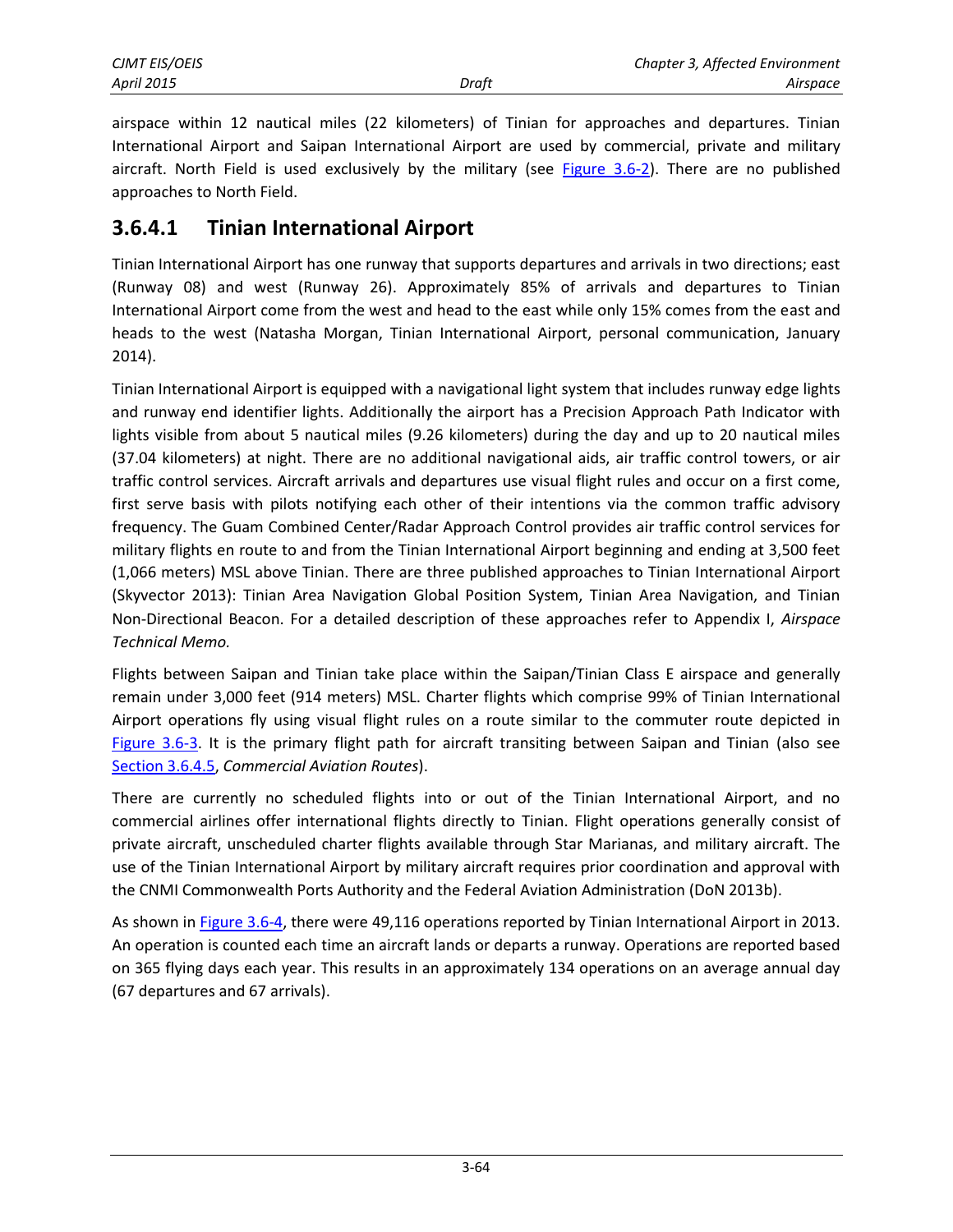airspace within 12 nautical miles (22 kilometers) of Tinian for approaches and departures. Tinian International Airport and Saipan International Airport are used by commercial, private and military aircraft. North Field is used exclusively by the military (see Figure 3.6-2). There are no published approaches to North Field.

### 3.6.4.1 Tinian International Airport

Tinian International Airport has one runway that supports departures and arrivals in two directions; east (Runway 08) and west (Runway 26). Approximately 85% of arrivals and departures to Tinian International Airport come from the west and head to the east while only 15% comes from the east and heads to the west (Natasha Morgan, Tinian International Airport, personal communication, January 2014).

Tinian International Airport is equipped with a navigational light system that includes runway edge lights and runway end identifier lights. Additionally the airport has a Precision Approach Path Indicator with lights visible from about 5 nautical miles (9.26 kilometers) during the day and up to 20 nautical miles (37.04 kilometers) at night. There are no additional navigational aids, air traffic control towers, or air traffic control services. Aircraft arrivals and departures use visual flight rules and occur on a first come, first serve basis with pilots notifying each other of their intentions via the common traffic advisory frequency. The Guam Combined Center/Radar Approach Control provides air traffic control services for military flights en route to and from the Tinian International Airport beginning and ending at 3,500 feet (1,066 meters) MSL above Tinian. There are three published approaches to Tinian International Airport (Skyvector 2013): Tinian Area Navigation Global Position System, Tinian Area Navigation, and Tinian Non-Directional Beacon. For a detailed description of these approaches refer to Appendix I, *Airspace Technical Memo.*

Flights between Saipan and Tinian take place within the Saipan/Tinian Class E airspace and generally remain under 3,000 feet (914 meters) MSL. Charter flights which comprise 99% of Tinian International Airport operations fly using visual flight rules on a route similar to the commuter route depicted in Figure 3.6-3. It is the primary flight path for aircraft transiting between Saipan and Tinian (also see Section 3.6.4.5, *Commercial Aviation Routes*).

There are currently no scheduled flights into or out of the Tinian International Airport, and no commercial airlines offer international flights directly to Tinian. Flight operations generally consist of private aircraft, unscheduled charter flights available through Star Marianas, and military aircraft. The use of the Tinian International Airport by military aircraft requires prior coordination and approval with the CNMI Commonwealth Ports Authority and the Federal Aviation Administration (DoN 2013b).

As shown in Figure 3.6-4, there were 49,116 operations reported by Tinian International Airport in 2013. An operation is counted each time an aircraft lands or departs a runway. Operations are reported based on 365 flying days each year. This results in an approximately 134 operations on an average annual day (67 departures and 67 arrivals).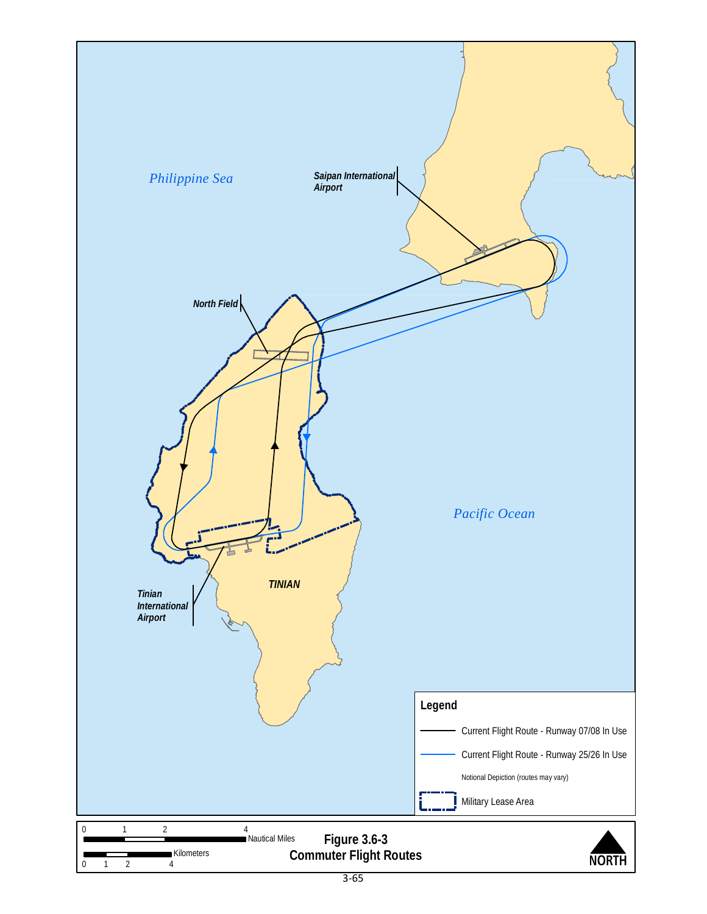Philippine Sea

Saipan International Airport

North Field

Pacific Ocean

TINIAN

Tinian International Airport

**Legend**

- Current Flight Route - Runway 07/08 In Use
- Current Flight Route - Runway 25/26 In Use

Notional Depiction (routes may vary)

- Military Lease Area

0 1 2 4 Nautical Miles

0 1 2 4 Kilometers

NORTH

**Figure 3.6-3**
**Commuter Flight Routes**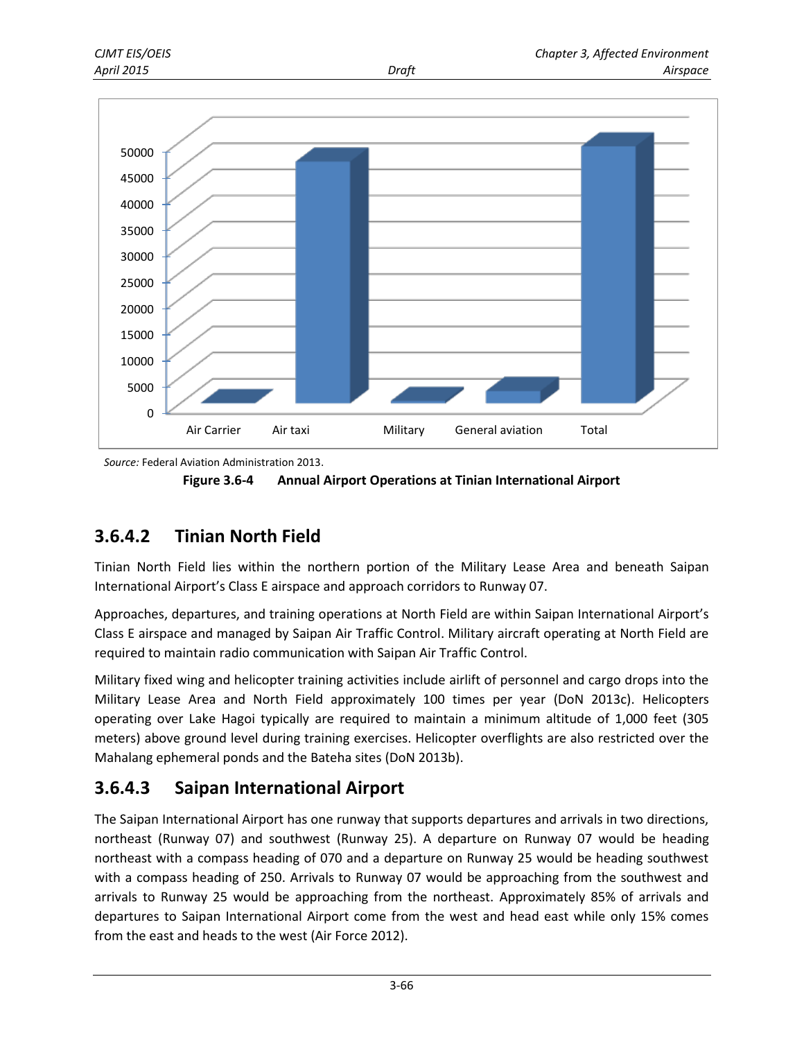Source: Federal Aviation Administration 2013.

**Figure 3.6-4 Annual Airport Operations at Tinian International Airport**

### 3.6.4.2 Tinian North Field

Tinian North Field lies within the northern portion of the Military Lease Area and beneath Saipan International Airport's Class E airspace and approach corridors to Runway 07.

Approaches, departures, and training operations at North Field are within Saipan International Airport's Class E airspace and managed by Saipan Air Traffic Control. Military aircraft operating at North Field are required to maintain radio communication with Saipan Air Traffic Control.

Military fixed wing and helicopter training activities include airlift of personnel and cargo drops into the Military Lease Area and North Field approximately 100 times per year (DoN 2013c). Helicopters operating over Lake Hagoi typically are required to maintain a minimum altitude of 1,000 feet (305 meters) above ground level during training exercises. Helicopter overflights are also restricted over the Mahalang ephemeral ponds and the Bateha sites (DoN 2013b).

### 3.6.4.3 Saipan International Airport

The Saipan International Airport has one runway that supports departures and arrivals in two directions, northeast (Runway 07) and southwest (Runway 25). A departure on Runway 07 would be heading northeast with a compass heading of 070 and a departure on Runway 25 would be heading southwest with a compass heading of 250. Arrivals to Runway 07 would be approaching from the southwest and arrivals to Runway 25 would be approaching from the northeast. Approximately 85% of arrivals and departures to Saipan International Airport come from the west and head east while only 15% comes from the east and heads to the west (Air Force 2012).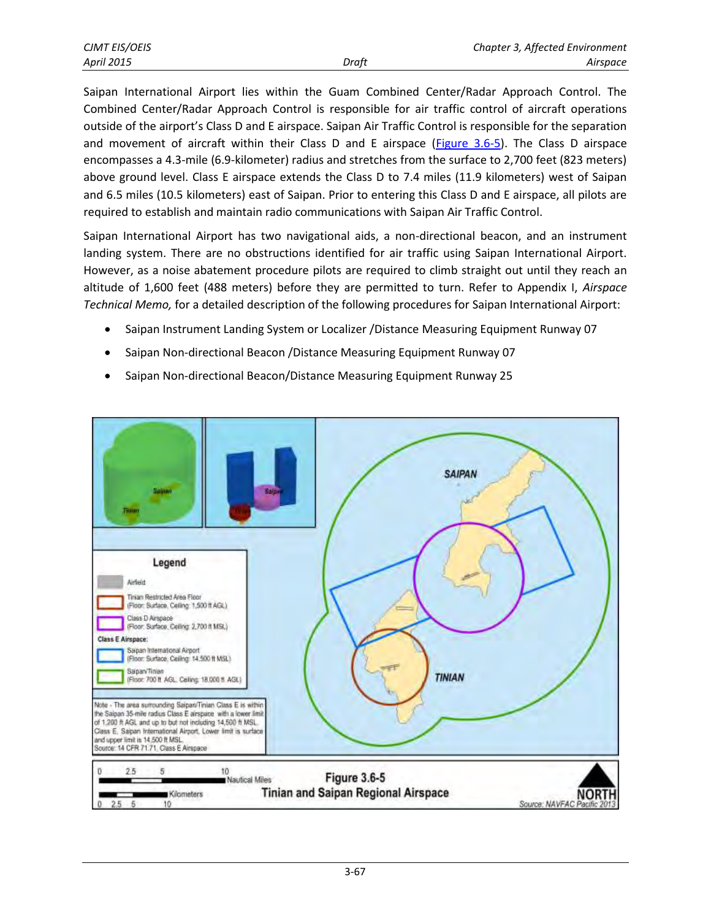Saipan International Airport lies within the Guam Combined Center/Radar Approach Control. The Combined Center/Radar Approach Control is responsible for air traffic control of aircraft operations outside of the airport's Class D and E airspace. Saipan Air Traffic Control is responsible for the separation and movement of aircraft within their Class D and E airspace (Figure 3.6-5). The Class D airspace encompasses a 4.3-mile (6.9-kilometer) radius and stretches from the surface to 2,700 feet (823 meters) above ground level. Class E airspace extends the Class D to 7.4 miles (11.9 kilometers) west of Saipan and 6.5 miles (10.5 kilometers) east of Saipan. Prior to entering this Class D and E airspace, all pilots are required to establish and maintain radio communications with Saipan Air Traffic Control.

Saipan International Airport has two navigational aids, a non-directional beacon, and an instrument landing system. There are no obstructions identified for air traffic using Saipan International Airport. However, as a noise abatement procedure pilots are required to climb straight out until they reach an altitude of 1,600 feet (488 meters) before they are permitted to turn. Refer to Appendix I, *Airspace Technical Memo,* for a detailed description of the following procedures for Saipan International Airport:

- Saipan Instrument Landing System or Localizer /Distance Measuring Equipment Runway 07
- Saipan Non-directional Beacon /Distance Measuring Equipment Runway 07
- Saipan Non-directional Beacon/Distance Measuring Equipment Runway 25

Legend

- Airfield
- Tinian Restricted Area Floor (Floor: Surface, Ceiling: 1,500 ft AGL)
- Class D Airspace (Floor: Surface, Ceiling: 2,700 ft MSL)

Class E Airspace:

- Saipan International Airport (Floor: Surface, Ceiling: 14,500 ft MSL)
- Saipan/Tinian (Floor: 700 ft AGL, Ceiling: 18,000 ft AGL)

Note - The area surrounding Saipan/Tinian Class E is within the Saipan 35-mile radius Class E airspace with a lower limit of 1,200 ft AGL and up to but not including 14,500 ft MSL. Class E, Saipan International Airport, Lower limit is surface and upper limit is 14,500 ft MSL.
Source: 14 CFR 71.71, Class E Airspace

**Figure 3.6-5**
**Tinian and Saipan Regional Airspace**

Source: NAVFAC Pacific 2013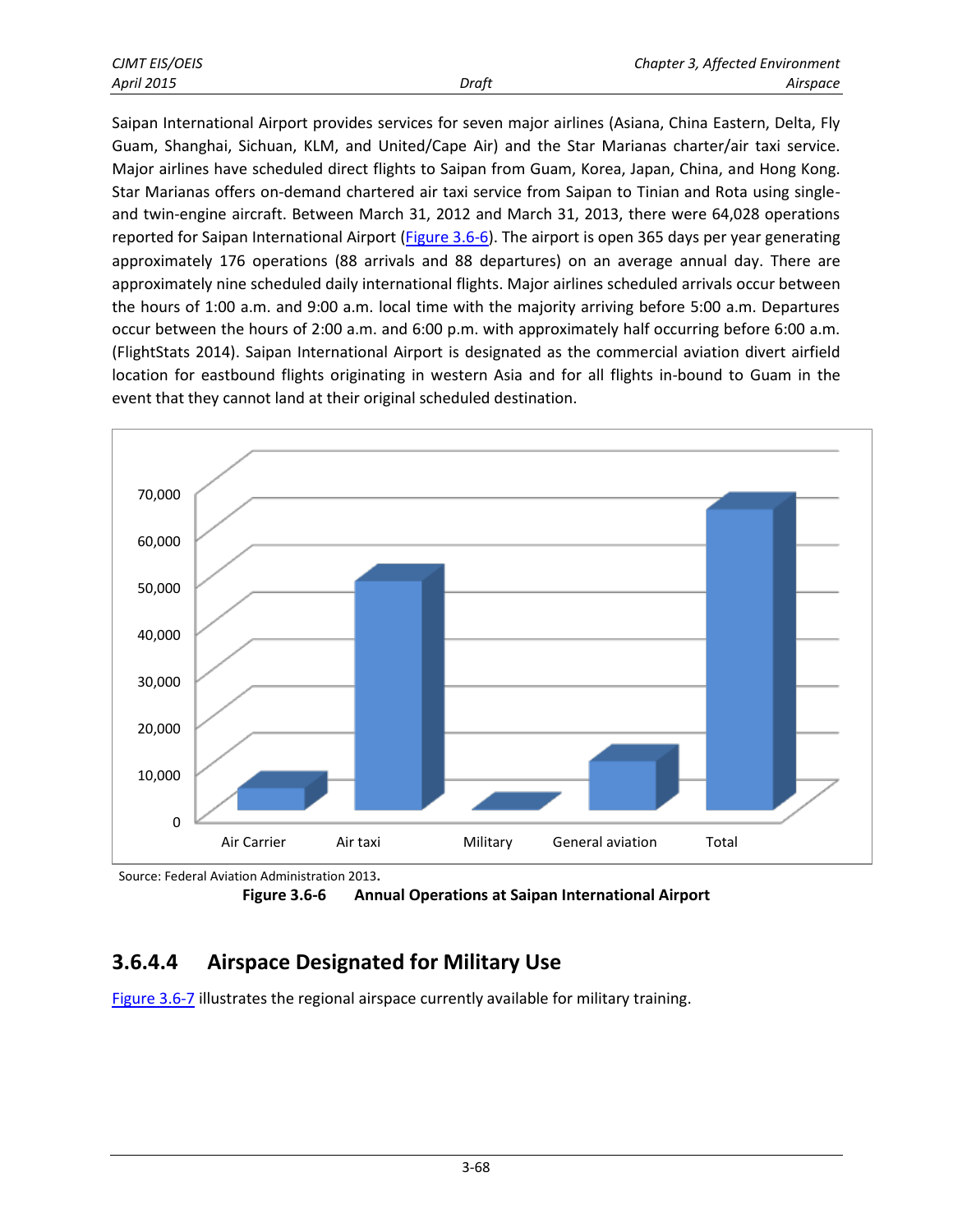Saipan International Airport provides services for seven major airlines (Asiana, China Eastern, Delta, Fly Guam, Shanghai, Sichuan, KLM, and United/Cape Air) and the Star Marianas charter/air taxi service. Major airlines have scheduled direct flights to Saipan from Guam, Korea, Japan, China, and Hong Kong. Star Marianas offers on-demand chartered air taxi service from Saipan to Tinian and Rota using single- and twin-engine aircraft. Between March 31, 2012 and March 31, 2013, there were 64,028 operations reported for Saipan International Airport (Figure 3.6-6). The airport is open 365 days per year generating approximately 176 operations (88 arrivals and 88 departures) on an average annual day. There are approximately nine scheduled daily international flights. Major airlines scheduled arrivals occur between the hours of 1:00 a.m. and 9:00 a.m. local time with the majority arriving before 5:00 a.m. Departures occur between the hours of 2:00 a.m. and 6:00 p.m. with approximately half occurring before 6:00 a.m. (FlightStats 2014). Saipan International Airport is designated as the commercial aviation divert airfield location for eastbound flights originating in western Asia and for all flights in-bound to Guam in the event that they cannot land at their original scheduled destination.

Source: Federal Aviation Administration 2013.

**Figure 3.6-6 Annual Operations at Saipan International Airport**

## 3.6.4.4 Airspace Designated for Military Use

Figure 3.6-7 illustrates the regional airspace currently available for military training.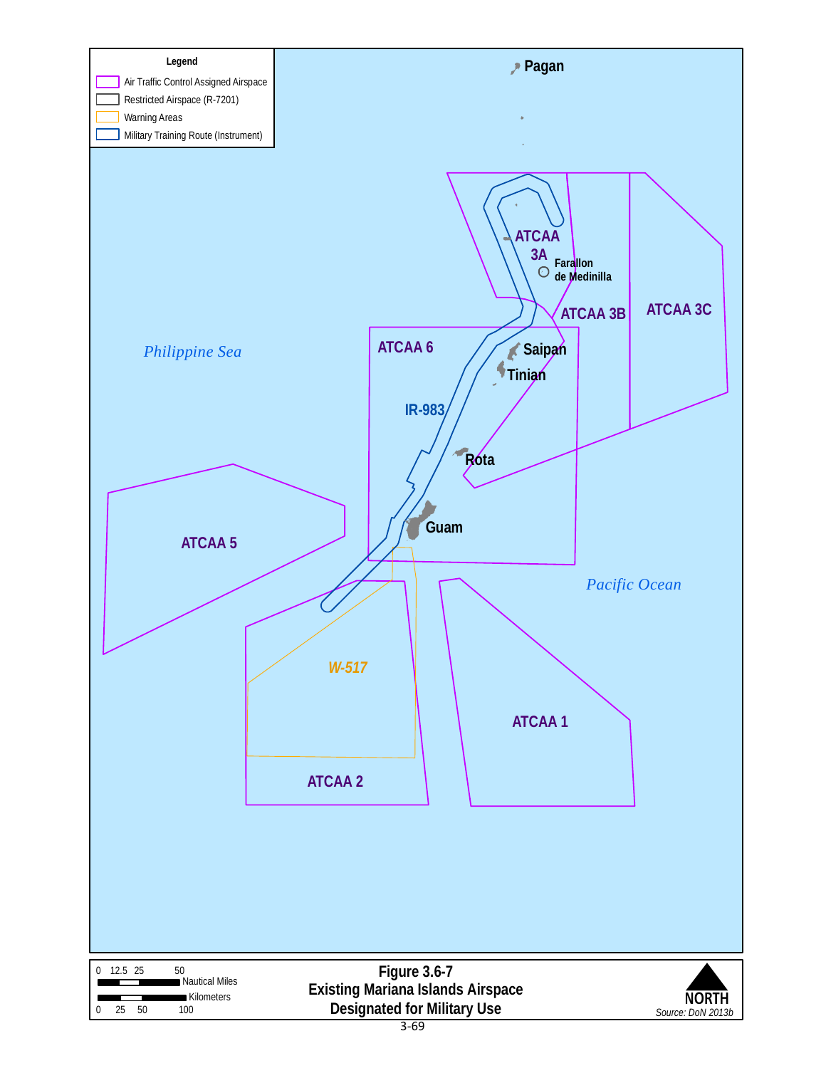Legend

- Air Traffic Control Assigned Airspace
- Restricted Airspace (R-7201)
- Warning Areas
- Military Training Route (Instrument)

Pagan

ATCAA 3A

Farallon de Medinilla

ATCAA 3B

ATCAA 3C

Philippine Sea

ATCAA 6

Saipan

Tinian

IR-983

Rota

Guam

ATCAA 5

Pacific Ocean

W-517

ATCAA 1

ATCAA 2

0 12.5 25 50 Nautical Miles

0 25 50 100 Kilometers

**Figure 3.6-7**
**Existing Mariana Islands Airspace Designated for Military Use**

NORTH

Source: DoN 2013b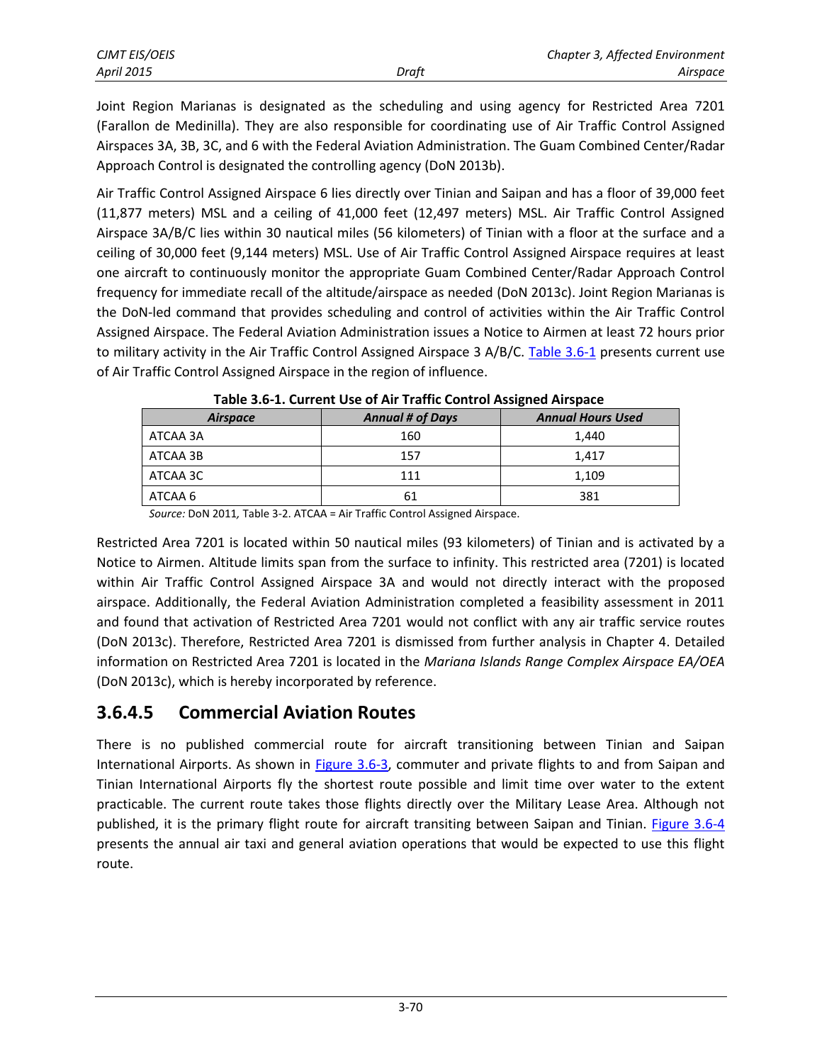Joint Region Marianas is designated as the scheduling and using agency for Restricted Area 7201 (Farallon de Medinilla). They are also responsible for coordinating use of Air Traffic Control Assigned Airspaces 3A, 3B, 3C, and 6 with the Federal Aviation Administration. The Guam Combined Center/Radar Approach Control is designated the controlling agency (DoN 2013b).

Air Traffic Control Assigned Airspace 6 lies directly over Tinian and Saipan and has a floor of 39,000 feet (11,877 meters) MSL and a ceiling of 41,000 feet (12,497 meters) MSL. Air Traffic Control Assigned Airspace 3A/B/C lies within 30 nautical miles (56 kilometers) of Tinian with a floor at the surface and a ceiling of 30,000 feet (9,144 meters) MSL. Use of Air Traffic Control Assigned Airspace requires at least one aircraft to continuously monitor the appropriate Guam Combined Center/Radar Approach Control frequency for immediate recall of the altitude/airspace as needed (DoN 2013c). Joint Region Marianas is the DoN-led command that provides scheduling and control of activities within the Air Traffic Control Assigned Airspace. The Federal Aviation Administration issues a Notice to Airmen at least 72 hours prior to military activity in the Air Traffic Control Assigned Airspace 3 A/B/C. Table 3.6-1 presents current use of Air Traffic Control Assigned Airspace in the region of influence.

**Table 3.6-1. Current Use of Air Traffic Control Assigned Airspace**

| *Airspace* | *Annual # of Days* | *Annual Hours Used* |
|---|---|---|
| ATCAA 3A | 160 | 1,440 |
| ATCAA 3B | 157 | 1,417 |
| ATCAA 3C | 111 | 1,109 |
| ATCAA 6 | 61 | 381 |

*Source:* DoN 2011, Table 3-2. ATCAA = Air Traffic Control Assigned Airspace.

Restricted Area 7201 is located within 50 nautical miles (93 kilometers) of Tinian and is activated by a Notice to Airmen. Altitude limits span from the surface to infinity. This restricted area (7201) is located within Air Traffic Control Assigned Airspace 3A and would not directly interact with the proposed airspace. Additionally, the Federal Aviation Administration completed a feasibility assessment in 2011 and found that activation of Restricted Area 7201 would not conflict with any air traffic service routes (DoN 2013c). Therefore, Restricted Area 7201 is dismissed from further analysis in Chapter 4. Detailed information on Restricted Area 7201 is located in the *Mariana Islands Range Complex Airspace EA/OEA* (DoN 2013c), which is hereby incorporated by reference.

### 3.6.4.5 Commercial Aviation Routes

There is no published commercial route for aircraft transitioning between Tinian and Saipan International Airports. As shown in Figure 3.6-3, commuter and private flights to and from Saipan and Tinian International Airports fly the shortest route possible and limit time over water to the extent practicable. The current route takes those flights directly over the Military Lease Area. Although not published, it is the primary flight route for aircraft transiting between Saipan and Tinian. Figure 3.6-4 presents the annual air taxi and general aviation operations that would be expected to use this flight route.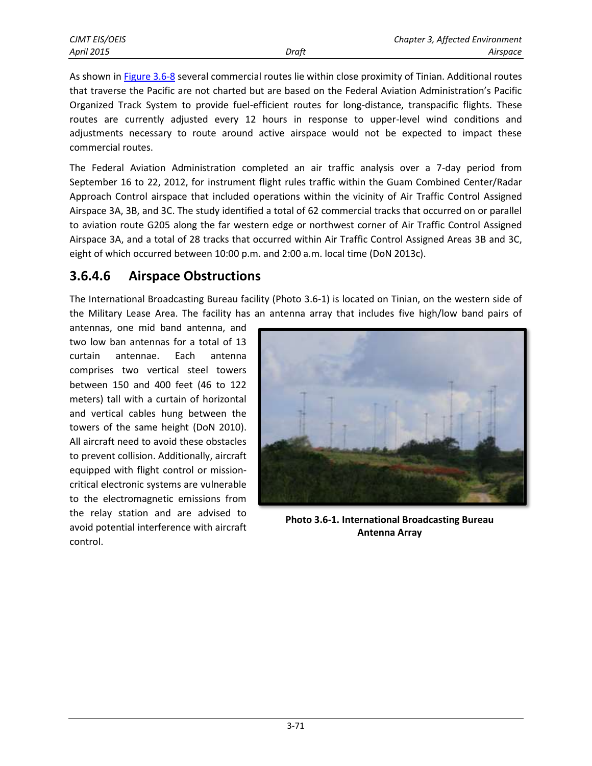As shown in Figure 3.6-8 several commercial routes lie within close proximity of Tinian. Additional routes that traverse the Pacific are not charted but are based on the Federal Aviation Administration's Pacific Organized Track System to provide fuel-efficient routes for long-distance, transpacific flights. These routes are currently adjusted every 12 hours in response to upper-level wind conditions and adjustments necessary to route around active airspace would not be expected to impact these commercial routes.

The Federal Aviation Administration completed an air traffic analysis over a 7-day period from September 16 to 22, 2012, for instrument flight rules traffic within the Guam Combined Center/Radar Approach Control airspace that included operations within the vicinity of Air Traffic Control Assigned Airspace 3A, 3B, and 3C. The study identified a total of 62 commercial tracks that occurred on or parallel to aviation route G205 along the far western edge or northwest corner of Air Traffic Control Assigned Airspace 3A, and a total of 28 tracks that occurred within Air Traffic Control Assigned Areas 3B and 3C, eight of which occurred between 10:00 p.m. and 2:00 a.m. local time (DoN 2013c).

## 3.6.4.6 Airspace Obstructions

The International Broadcasting Bureau facility (Photo 3.6-1) is located on Tinian, on the western side of the Military Lease Area. The facility has an antenna array that includes five high/low band pairs of antennas, one mid band antenna, and two low ban antennas for a total of 13 curtain antennae. Each antenna comprises two vertical steel towers between 150 and 400 feet (46 to 122 meters) tall with a curtain of horizontal and vertical cables hung between the towers of the same height (DoN 2010). All aircraft need to avoid these obstacles to prevent collision. Additionally, aircraft equipped with flight control or mission-critical electronic systems are vulnerable to the electromagnetic emissions from the relay station and are advised to avoid potential interference with aircraft control.

**Photo 3.6-1. International Broadcasting Bureau Antenna Array**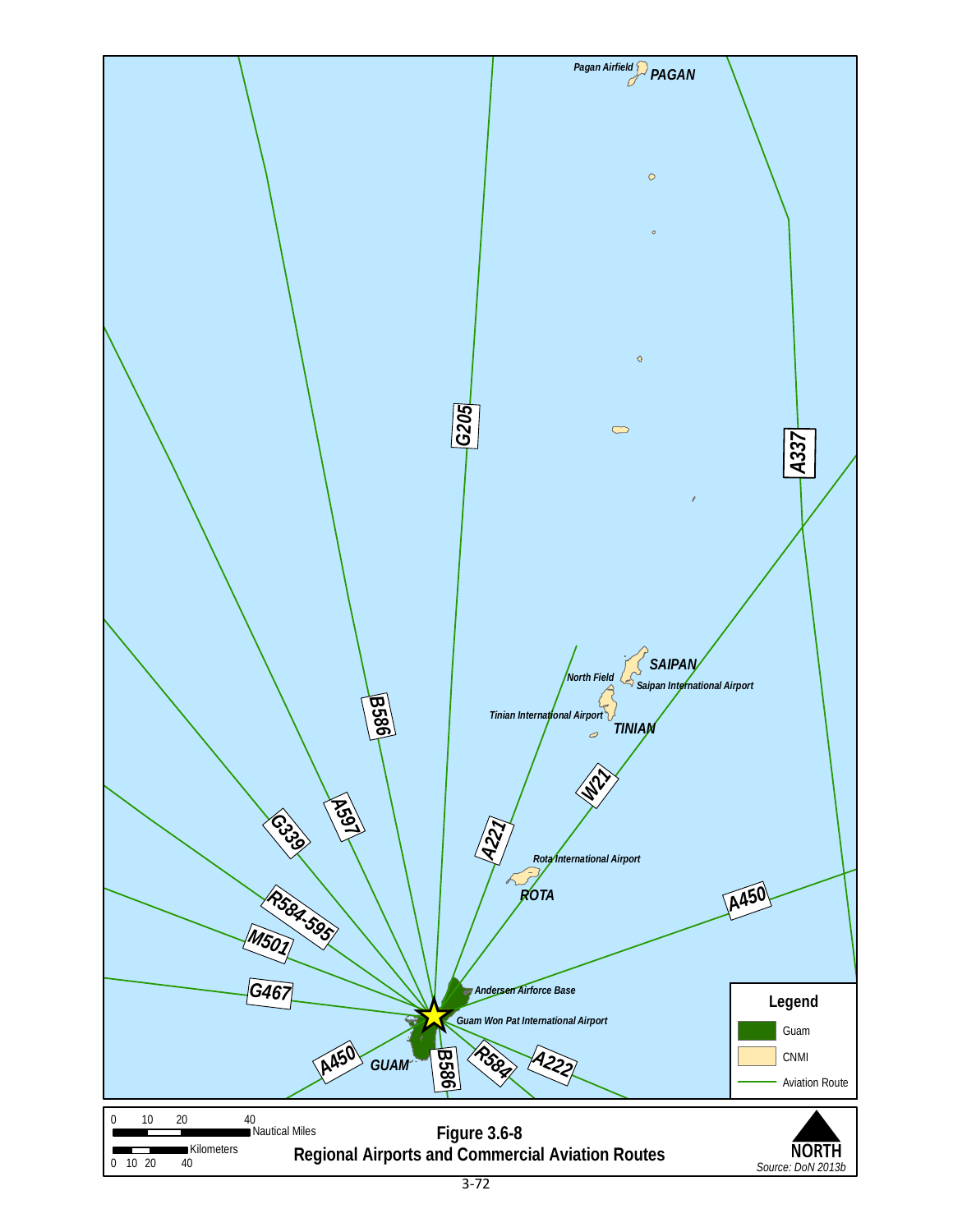**Figure 3.6-8**
**Regional Airports and Commercial Aviation Routes**

Source: DoN 2013b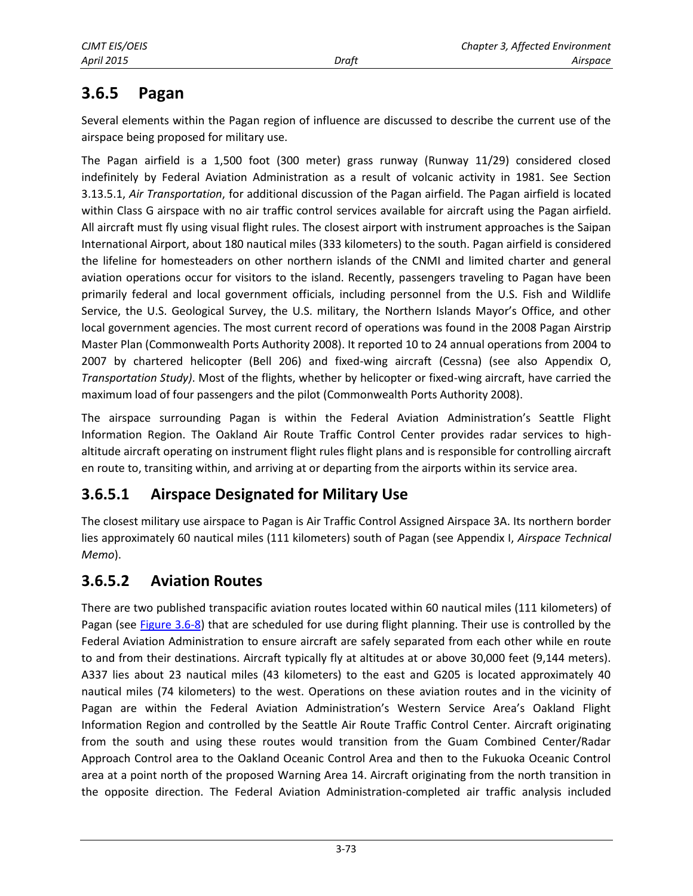## 3.6.5 Pagan

Several elements within the Pagan region of influence are discussed to describe the current use of the airspace being proposed for military use.

The Pagan airfield is a 1,500 foot (300 meter) grass runway (Runway 11/29) considered closed indefinitely by Federal Aviation Administration as a result of volcanic activity in 1981. See Section 3.13.5.1, *Air Transportation*, for additional discussion of the Pagan airfield. The Pagan airfield is located within Class G airspace with no air traffic control services available for aircraft using the Pagan airfield. All aircraft must fly using visual flight rules. The closest airport with instrument approaches is the Saipan International Airport, about 180 nautical miles (333 kilometers) to the south. Pagan airfield is considered the lifeline for homesteaders on other northern islands of the CNMI and limited charter and general aviation operations occur for visitors to the island. Recently, passengers traveling to Pagan have been primarily federal and local government officials, including personnel from the U.S. Fish and Wildlife Service, the U.S. Geological Survey, the U.S. military, the Northern Islands Mayor's Office, and other local government agencies. The most current record of operations was found in the 2008 Pagan Airstrip Master Plan (Commonwealth Ports Authority 2008). It reported 10 to 24 annual operations from 2004 to 2007 by chartered helicopter (Bell 206) and fixed-wing aircraft (Cessna) (see also Appendix O, *Transportation Study)*. Most of the flights, whether by helicopter or fixed-wing aircraft, have carried the maximum load of four passengers and the pilot (Commonwealth Ports Authority 2008).

The airspace surrounding Pagan is within the Federal Aviation Administration's Seattle Flight Information Region. The Oakland Air Route Traffic Control Center provides radar services to high-altitude aircraft operating on instrument flight rules flight plans and is responsible for controlling aircraft en route to, transiting within, and arriving at or departing from the airports within its service area.

### 3.6.5.1 Airspace Designated for Military Use

The closest military use airspace to Pagan is Air Traffic Control Assigned Airspace 3A. Its northern border lies approximately 60 nautical miles (111 kilometers) south of Pagan (see Appendix I, *Airspace Technical Memo*).

### 3.6.5.2 Aviation Routes

There are two published transpacific aviation routes located within 60 nautical miles (111 kilometers) of Pagan (see Figure 3.6-8) that are scheduled for use during flight planning. Their use is controlled by the Federal Aviation Administration to ensure aircraft are safely separated from each other while en route to and from their destinations. Aircraft typically fly at altitudes at or above 30,000 feet (9,144 meters). A337 lies about 23 nautical miles (43 kilometers) to the east and G205 is located approximately 40 nautical miles (74 kilometers) to the west. Operations on these aviation routes and in the vicinity of Pagan are within the Federal Aviation Administration's Western Service Area's Oakland Flight Information Region and controlled by the Seattle Air Route Traffic Control Center. Aircraft originating from the south and using these routes would transition from the Guam Combined Center/Radar Approach Control area to the Oakland Oceanic Control Area and then to the Fukuoka Oceanic Control area at a point north of the proposed Warning Area 14. Aircraft originating from the north transition in the opposite direction. The Federal Aviation Administration-completed air traffic analysis included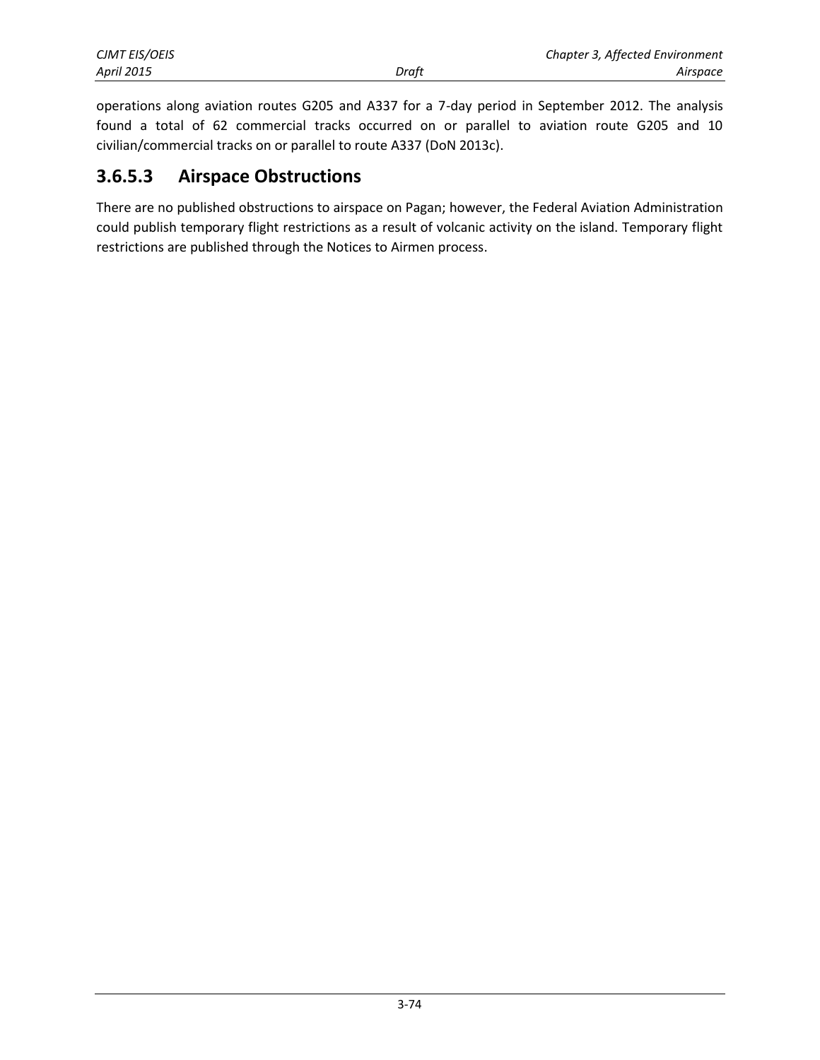operations along aviation routes G205 and A337 for a 7-day period in September 2012. The analysis found a total of 62 commercial tracks occurred on or parallel to aviation route G205 and 10 civilian/commercial tracks on or parallel to route A337 (DoN 2013c).

### 3.6.5.3 Airspace Obstructions

There are no published obstructions to airspace on Pagan; however, the Federal Aviation Administration could publish temporary flight restrictions as a result of volcanic activity on the island. Temporary flight restrictions are published through the Notices to Airmen process.